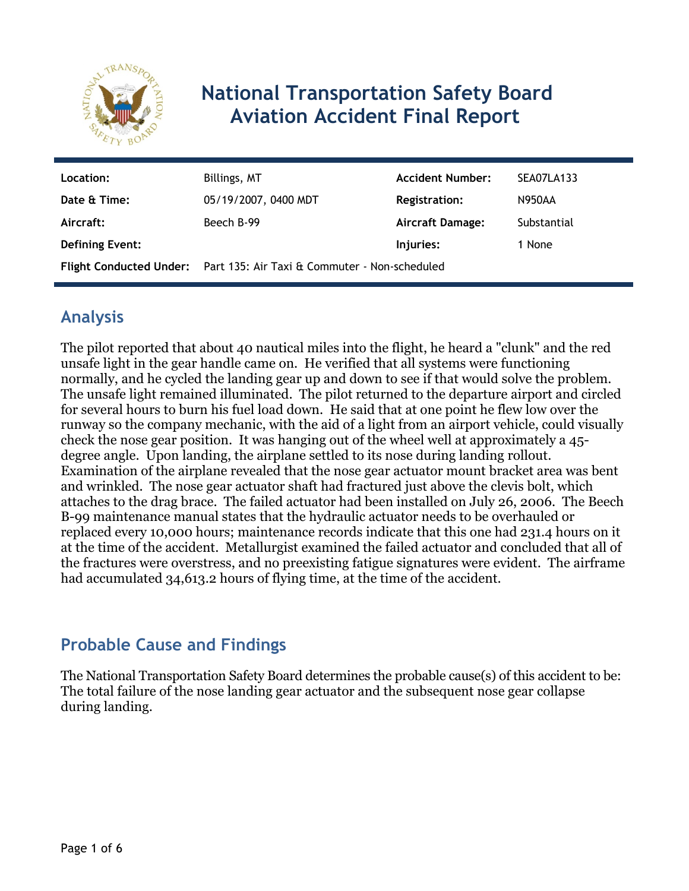# National Transportation Safety Board Aviation Accident Final Report

| Location: | Billings, MT | Accident Number: | SEA07LA133 |
|---|---|---|---|
| Date & Time: | 05/19/2007, 0400 MDT | Registration: | N950AA |
| Aircraft: | Beech B-99 | Aircraft Damage: | Substantial |
| Defining Event: | | Injuries: | 1 None |
| Flight Conducted Under: | Part 135: Air Taxi & Commuter - Non-scheduled | | |

## Analysis

The pilot reported that about 40 nautical miles into the flight, he heard a "clunk" and the red unsafe light in the gear handle came on. He verified that all systems were functioning normally, and he cycled the landing gear up and down to see if that would solve the problem. The unsafe light remained illuminated. The pilot returned to the departure airport and circled for several hours to burn his fuel load down. He said that at one point he flew low over the runway so the company mechanic, with the aid of a light from an airport vehicle, could visually check the nose gear position. It was hanging out of the wheel well at approximately a 45-degree angle. Upon landing, the airplane settled to its nose during landing rollout. Examination of the airplane revealed that the nose gear actuator mount bracket area was bent and wrinkled. The nose gear actuator shaft had fractured just above the clevis bolt, which attaches to the drag brace. The failed actuator had been installed on July 26, 2006. The Beech B-99 maintenance manual states that the hydraulic actuator needs to be overhauled or replaced every 10,000 hours; maintenance records indicate that this one had 231.4 hours on it at the time of the accident. Metallurgist examined the failed actuator and concluded that all of the fractures were overstress, and no preexisting fatigue signatures were evident. The airframe had accumulated 34,613.2 hours of flying time, at the time of the accident.

## Probable Cause and Findings

The National Transportation Safety Board determines the probable cause(s) of this accident to be:
The total failure of the nose landing gear actuator and the subsequent nose gear collapse during landing.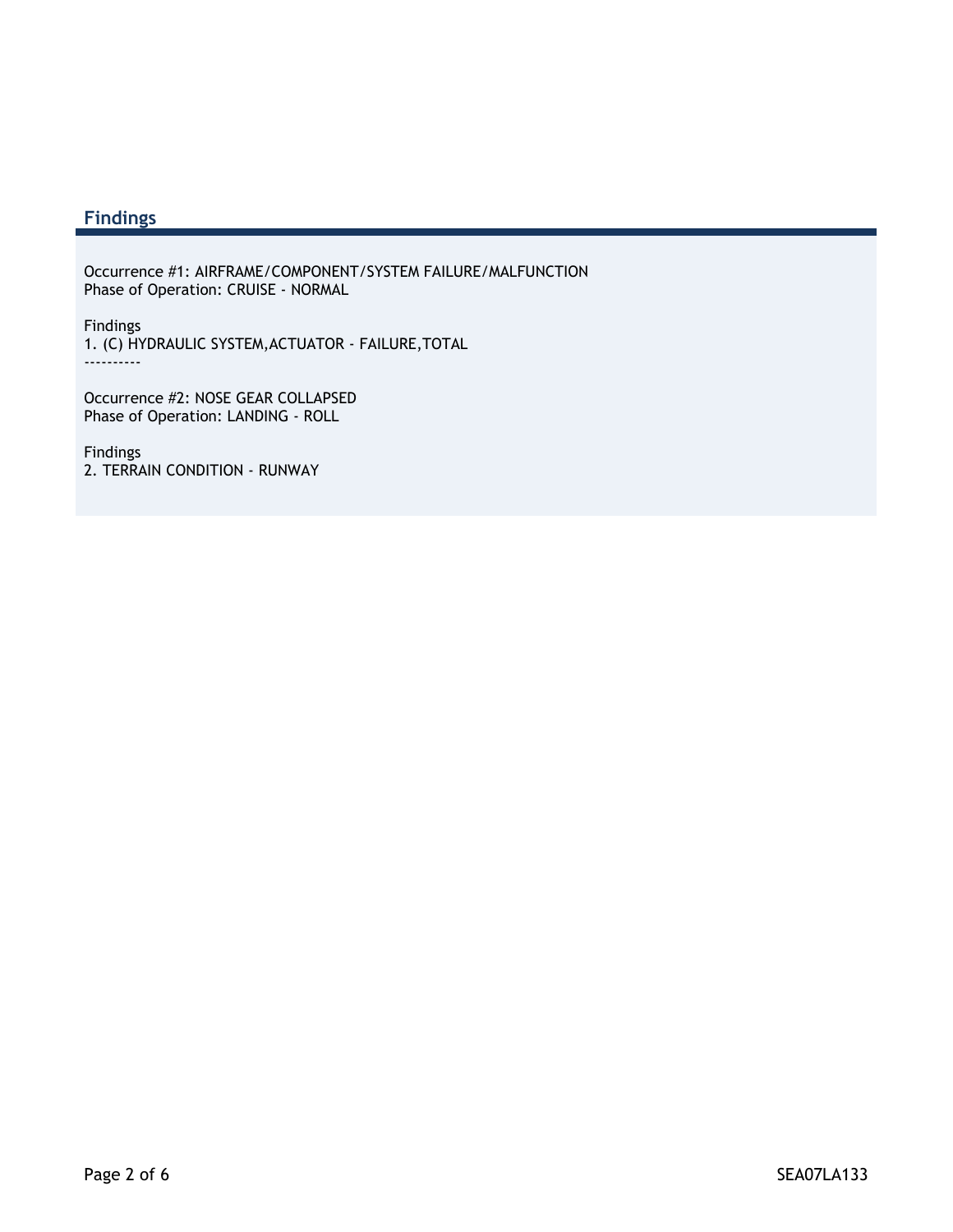## Findings

Occurrence #1: AIRFRAME/COMPONENT/SYSTEM FAILURE/MALFUNCTION
Phase of Operation: CRUISE - NORMAL

Findings
1. (C) HYDRAULIC SYSTEM,ACTUATOR - FAILURE,TOTAL
----------

Occurrence #2: NOSE GEAR COLLAPSED
Phase of Operation: LANDING - ROLL

Findings
2. TERRAIN CONDITION - RUNWAY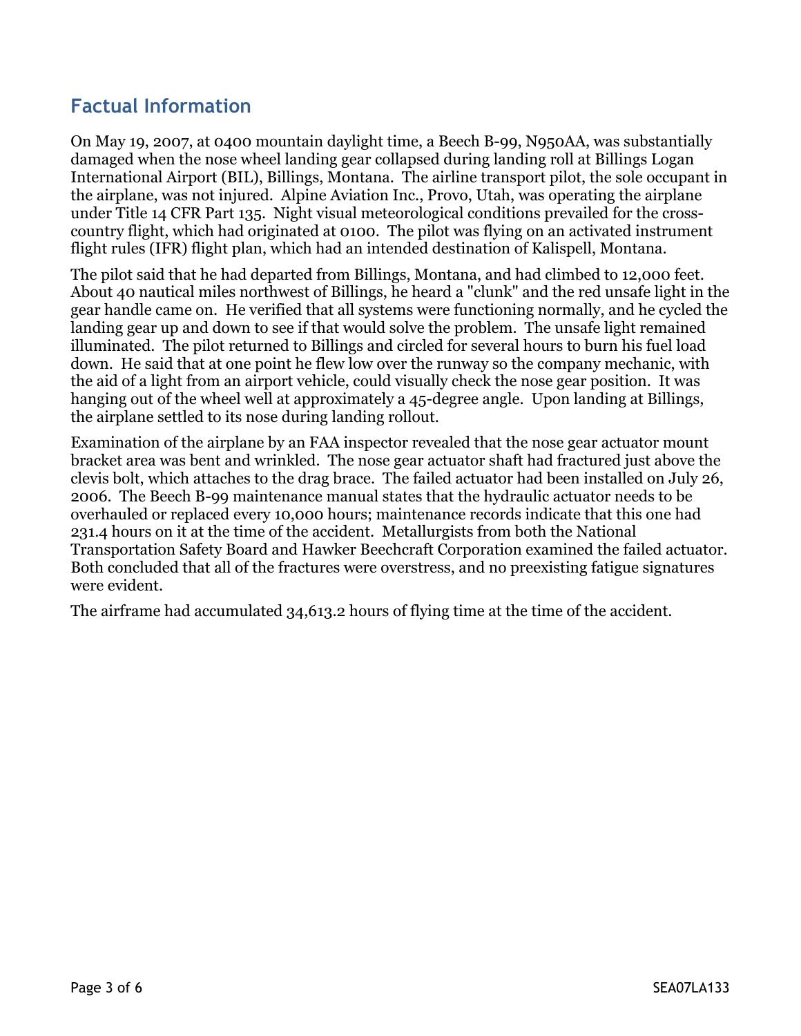## Factual Information

On May 19, 2007, at 0400 mountain daylight time, a Beech B-99, N950AA, was substantially damaged when the nose wheel landing gear collapsed during landing roll at Billings Logan International Airport (BIL), Billings, Montana. The airline transport pilot, the sole occupant in the airplane, was not injured. Alpine Aviation Inc., Provo, Utah, was operating the airplane under Title 14 CFR Part 135. Night visual meteorological conditions prevailed for the cross-country flight, which had originated at 0100. The pilot was flying on an activated instrument flight rules (IFR) flight plan, which had an intended destination of Kalispell, Montana.

The pilot said that he had departed from Billings, Montana, and had climbed to 12,000 feet. About 40 nautical miles northwest of Billings, he heard a "clunk" and the red unsafe light in the gear handle came on. He verified that all systems were functioning normally, and he cycled the landing gear up and down to see if that would solve the problem. The unsafe light remained illuminated. The pilot returned to Billings and circled for several hours to burn his fuel load down. He said that at one point he flew low over the runway so the company mechanic, with the aid of a light from an airport vehicle, could visually check the nose gear position. It was hanging out of the wheel well at approximately a 45-degree angle. Upon landing at Billings, the airplane settled to its nose during landing rollout.

Examination of the airplane by an FAA inspector revealed that the nose gear actuator mount bracket area was bent and wrinkled. The nose gear actuator shaft had fractured just above the clevis bolt, which attaches to the drag brace. The failed actuator had been installed on July 26, 2006. The Beech B-99 maintenance manual states that the hydraulic actuator needs to be overhauled or replaced every 10,000 hours; maintenance records indicate that this one had 231.4 hours on it at the time of the accident. Metallurgists from both the National Transportation Safety Board and Hawker Beechcraft Corporation examined the failed actuator. Both concluded that all of the fractures were overstress, and no preexisting fatigue signatures were evident.

The airframe had accumulated 34,613.2 hours of flying time at the time of the accident.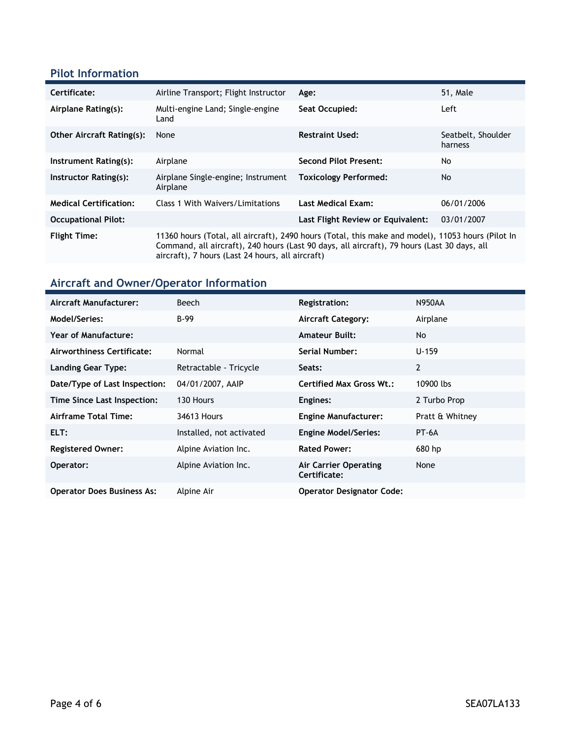## Pilot Information

| Certificate: | Airline Transport; Flight Instructor | Age: | 51, Male |
|---|---|---|---|
| Airplane Rating(s): | Multi-engine Land; Single-engine Land | Seat Occupied: | Left |
| Other Aircraft Rating(s): | None | Restraint Used: | Seatbelt, Shoulder harness |
| Instrument Rating(s): | Airplane | Second Pilot Present: | No |
| Instructor Rating(s): | Airplane Single-engine; Instrument Airplane | Toxicology Performed: | No |
| Medical Certification: | Class 1 With Waivers/Limitations | Last Medical Exam: | 06/01/2006 |
| Occupational Pilot: | | Last Flight Review or Equivalent: | 03/01/2007 |
| Flight Time: | 11360 hours (Total, all aircraft), 2490 hours (Total, this make and model), 11053 hours (Pilot In Command, all aircraft), 240 hours (Last 90 days, all aircraft), 79 hours (Last 30 days, all aircraft), 7 hours (Last 24 hours, all aircraft) | | |

## Aircraft and Owner/Operator Information

| Aircraft Manufacturer: | Beech | Registration: | N950AA |
|---|---|---|---|
| Model/Series: | B-99 | Aircraft Category: | Airplane |
| Year of Manufacture: | | Amateur Built: | No |
| Airworthiness Certificate: | Normal | Serial Number: | U-159 |
| Landing Gear Type: | Retractable - Tricycle | Seats: | 2 |
| Date/Type of Last Inspection: | 04/01/2007, AAIP | Certified Max Gross Wt.: | 10900 lbs |
| Time Since Last Inspection: | 130 Hours | Engines: | 2 Turbo Prop |
| Airframe Total Time: | 34613 Hours | Engine Manufacturer: | Pratt & Whitney |
| ELT: | Installed, not activated | Engine Model/Series: | PT-6A |
| Registered Owner: | Alpine Aviation Inc. | Rated Power: | 680 hp |
| Operator: | Alpine Aviation Inc. | Air Carrier Operating Certificate: | None |
| Operator Does Business As: | Alpine Air | Operator Designator Code: | |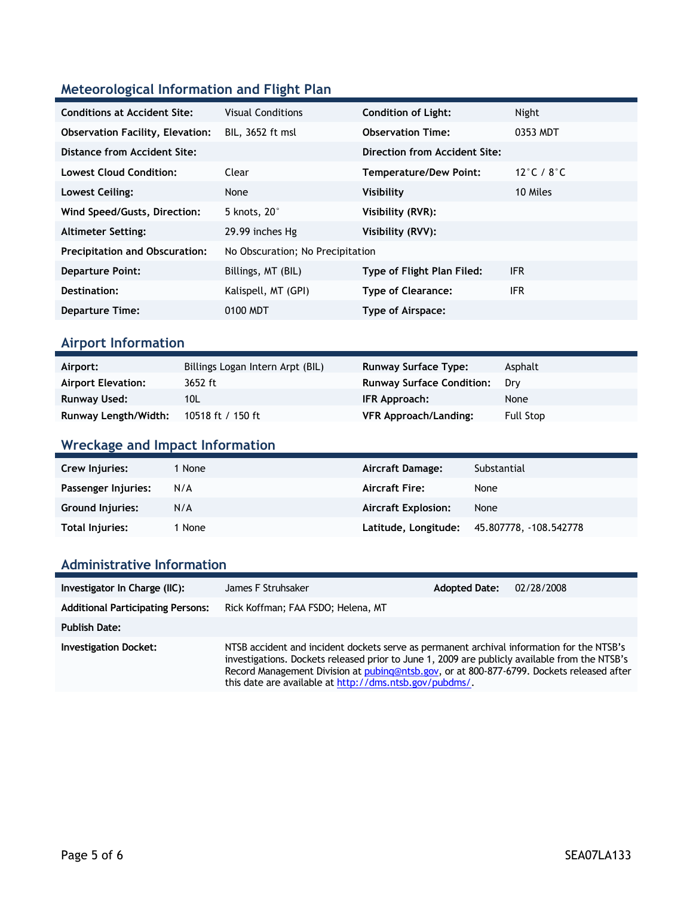## Meteorological Information and Flight Plan

| | | | |
|---|---|---|---|
| **Conditions at Accident Site:** | Visual Conditions | **Condition of Light:** | Night |
| **Observation Facility, Elevation:** | BIL, 3652 ft msl | **Observation Time:** | 0353 MDT |
| **Distance from Accident Site:** | | **Direction from Accident Site:** | |
| **Lowest Cloud Condition:** | Clear | **Temperature/Dew Point:** | 12°C / 8°C |
| **Lowest Ceiling:** | None | **Visibility** | 10 Miles |
| **Wind Speed/Gusts, Direction:** | 5 knots, 20° | **Visibility (RVR):** | |
| **Altimeter Setting:** | 29.99 inches Hg | **Visibility (RVV):** | |
| **Precipitation and Obscuration:** | No Obscuration; No Precipitation | | |
| **Departure Point:** | Billings, MT (BIL) | **Type of Flight Plan Filed:** | IFR |
| **Destination:** | Kalispell, MT (GPI) | **Type of Clearance:** | IFR |
| **Departure Time:** | 0100 MDT | **Type of Airspace:** | |

## Airport Information

| | | | |
|---|---|---|---|
| **Airport:** | Billings Logan Intern Arpt (BIL) | **Runway Surface Type:** | Asphalt |
| **Airport Elevation:** | 3652 ft | **Runway Surface Condition:** | Dry |
| **Runway Used:** | 10L | **IFR Approach:** | None |
| **Runway Length/Width:** | 10518 ft / 150 ft | **VFR Approach/Landing:** | Full Stop |

## Wreckage and Impact Information

| | | | |
|---|---|---|---|
| **Crew Injuries:** | 1 None | **Aircraft Damage:** | Substantial |
| **Passenger Injuries:** | N/A | **Aircraft Fire:** | None |
| **Ground Injuries:** | N/A | **Aircraft Explosion:** | None |
| **Total Injuries:** | 1 None | **Latitude, Longitude:** | 45.807778, -108.542778 |

## Administrative Information

| | | | |
|---|---|---|---|
| **Investigator In Charge (IIC):** | James F Struhsaker | **Adopted Date:** | 02/28/2008 |
| **Additional Participating Persons:** | Rick Koffman; FAA FSDO; Helena, MT | | |
| **Publish Date:** | | | |
| **Investigation Docket:** | NTSB accident and incident dockets serve as permanent archival information for the NTSB's investigations. Dockets released prior to June 1, 2009 are publicly available from the NTSB's Record Management Division at pubinq@ntsb.gov, or at 800-877-6799. Dockets released after this date are available at http://dms.ntsb.gov/pubdms/. | | |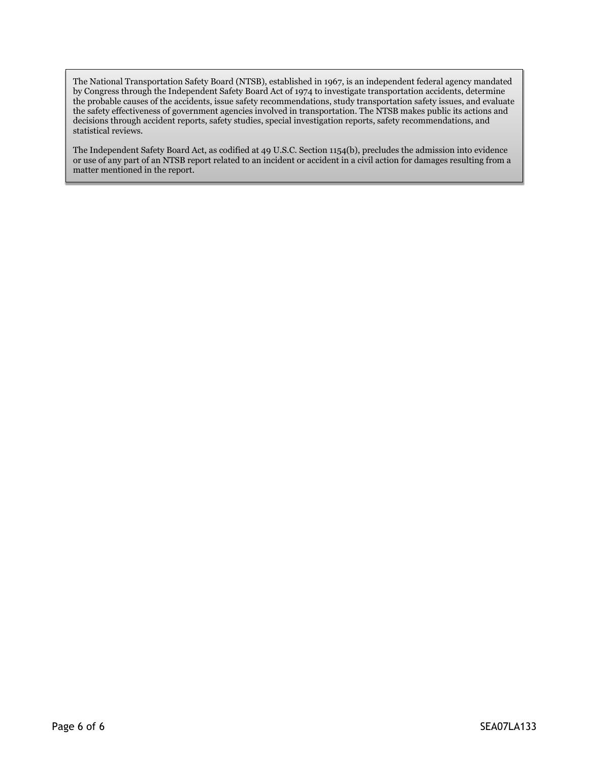The National Transportation Safety Board (NTSB), established in 1967, is an independent federal agency mandated by Congress through the Independent Safety Board Act of 1974 to investigate transportation accidents, determine the probable causes of the accidents, issue safety recommendations, study transportation safety issues, and evaluate the safety effectiveness of government agencies involved in transportation. The NTSB makes public its actions and decisions through accident reports, safety studies, special investigation reports, safety recommendations, and statistical reviews.

The Independent Safety Board Act, as codified at 49 U.S.C. Section 1154(b), precludes the admission into evidence or use of any part of an NTSB report related to an incident or accident in a civil action for damages resulting from a matter mentioned in the report.